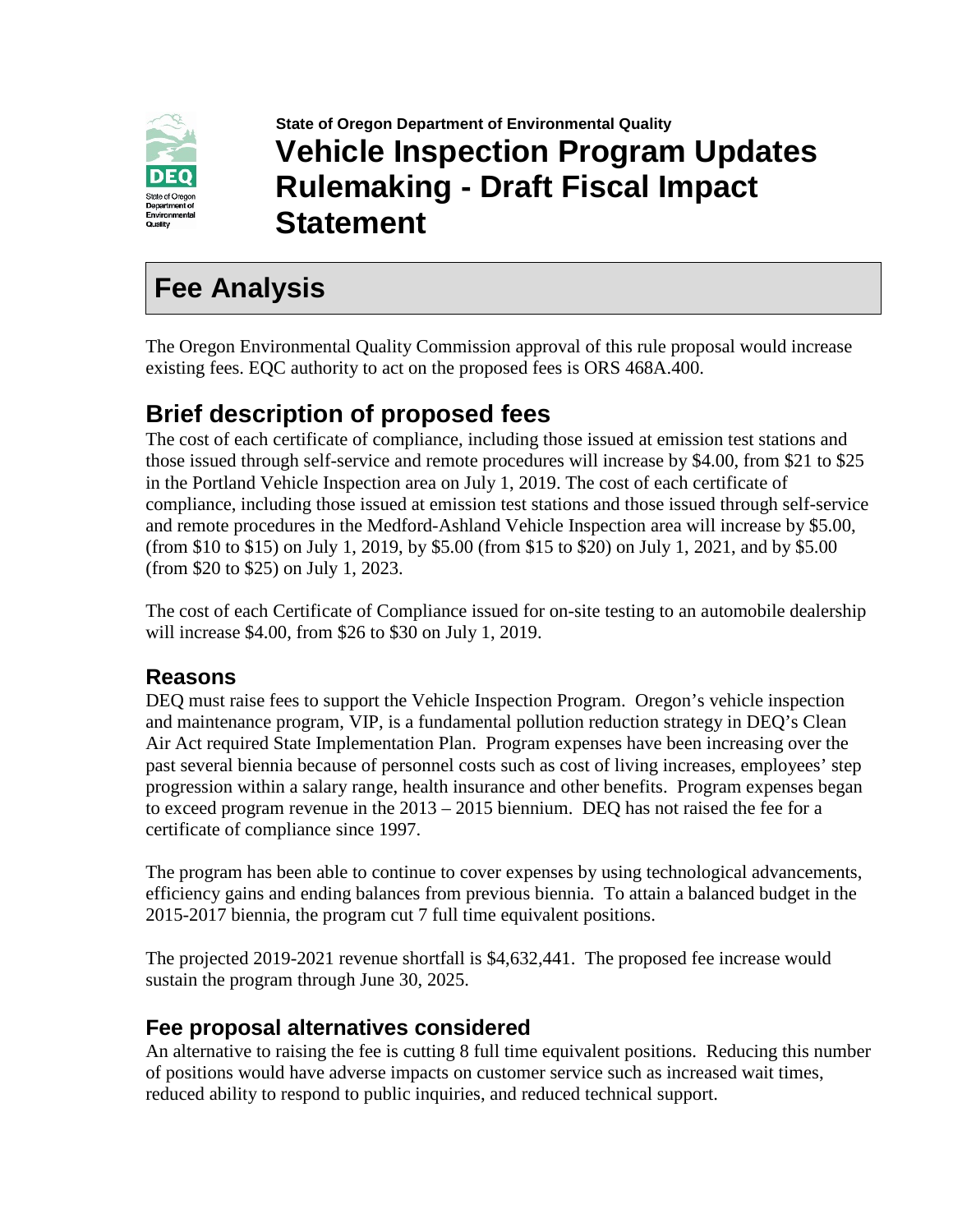State of Oregon Department of Environmental Quality

# Vehicle Inspection Program Updates Rulemaking - Draft Fiscal Impact Statement

## Fee Analysis

The Oregon Environmental Quality Commission approval of this rule proposal would increase existing fees. EQC authority to act on the proposed fees is ORS 468A.400.

## Brief description of proposed fees

The cost of each certificate of compliance, including those issued at emission test stations and those issued through self-service and remote procedures will increase by $4.00, from $21 to $25 in the Portland Vehicle Inspection area on July 1, 2019. The cost of each certificate of compliance, including those issued at emission test stations and those issued through self-service and remote procedures in the Medford-Ashland Vehicle Inspection area will increase by $5.00, (from $10 to $15) on July 1, 2019, by $5.00 (from $15 to $20) on July 1, 2021, and by $5.00 (from $20 to $25) on July 1, 2023.

The cost of each Certificate of Compliance issued for on-site testing to an automobile dealership will increase $4.00, from $26 to $30 on July 1, 2019.

### Reasons

DEQ must raise fees to support the Vehicle Inspection Program. Oregon's vehicle inspection and maintenance program, VIP, is a fundamental pollution reduction strategy in DEQ's Clean Air Act required State Implementation Plan. Program expenses have been increasing over the past several biennia because of personnel costs such as cost of living increases, employees' step progression within a salary range, health insurance and other benefits. Program expenses began to exceed program revenue in the 2013 – 2015 biennium. DEQ has not raised the fee for a certificate of compliance since 1997.

The program has been able to continue to cover expenses by using technological advancements, efficiency gains and ending balances from previous biennia. To attain a balanced budget in the 2015-2017 biennia, the program cut 7 full time equivalent positions.

The projected 2019-2021 revenue shortfall is $4,632,441. The proposed fee increase would sustain the program through June 30, 2025.

### Fee proposal alternatives considered

An alternative to raising the fee is cutting 8 full time equivalent positions. Reducing this number of positions would have adverse impacts on customer service such as increased wait times, reduced ability to respond to public inquiries, and reduced technical support.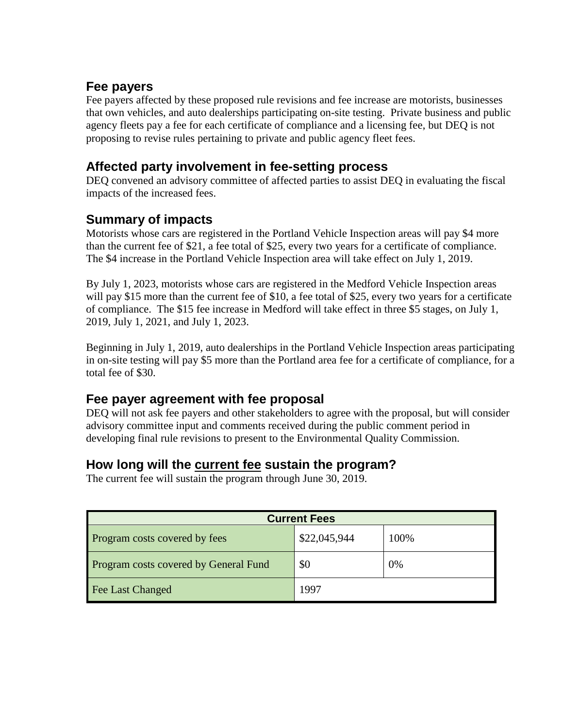## Fee payers

Fee payers affected by these proposed rule revisions and fee increase are motorists, businesses that own vehicles, and auto dealerships participating on-site testing. Private business and public agency fleets pay a fee for each certificate of compliance and a licensing fee, but DEQ is not proposing to revise rules pertaining to private and public agency fleet fees.

## Affected party involvement in fee-setting process

DEQ convened an advisory committee of affected parties to assist DEQ in evaluating the fiscal impacts of the increased fees.

## Summary of impacts

Motorists whose cars are registered in the Portland Vehicle Inspection areas will pay $4 more than the current fee of $21, a fee total of $25, every two years for a certificate of compliance. The $4 increase in the Portland Vehicle Inspection area will take effect on July 1, 2019.

By July 1, 2023, motorists whose cars are registered in the Medford Vehicle Inspection areas will pay $15 more than the current fee of $10, a fee total of $25, every two years for a certificate of compliance. The $15 fee increase in Medford will take effect in three $5 stages, on July 1, 2019, July 1, 2021, and July 1, 2023.

Beginning in July 1, 2019, auto dealerships in the Portland Vehicle Inspection areas participating in on-site testing will pay $5 more than the Portland area fee for a certificate of compliance, for a total fee of $30.

## Fee payer agreement with fee proposal

DEQ will not ask fee payers and other stakeholders to agree with the proposal, but will consider advisory committee input and comments received during the public comment period in developing final rule revisions to present to the Environmental Quality Commission.

## How long will the current fee sustain the program?

The current fee will sustain the program through June 30, 2019.

| Current Fees | | |
|---|---|---|
| Program costs covered by fees | $22,045,944 | 100% |
| Program costs covered by General Fund | $0 | 0% |
| Fee Last Changed | 1997 | |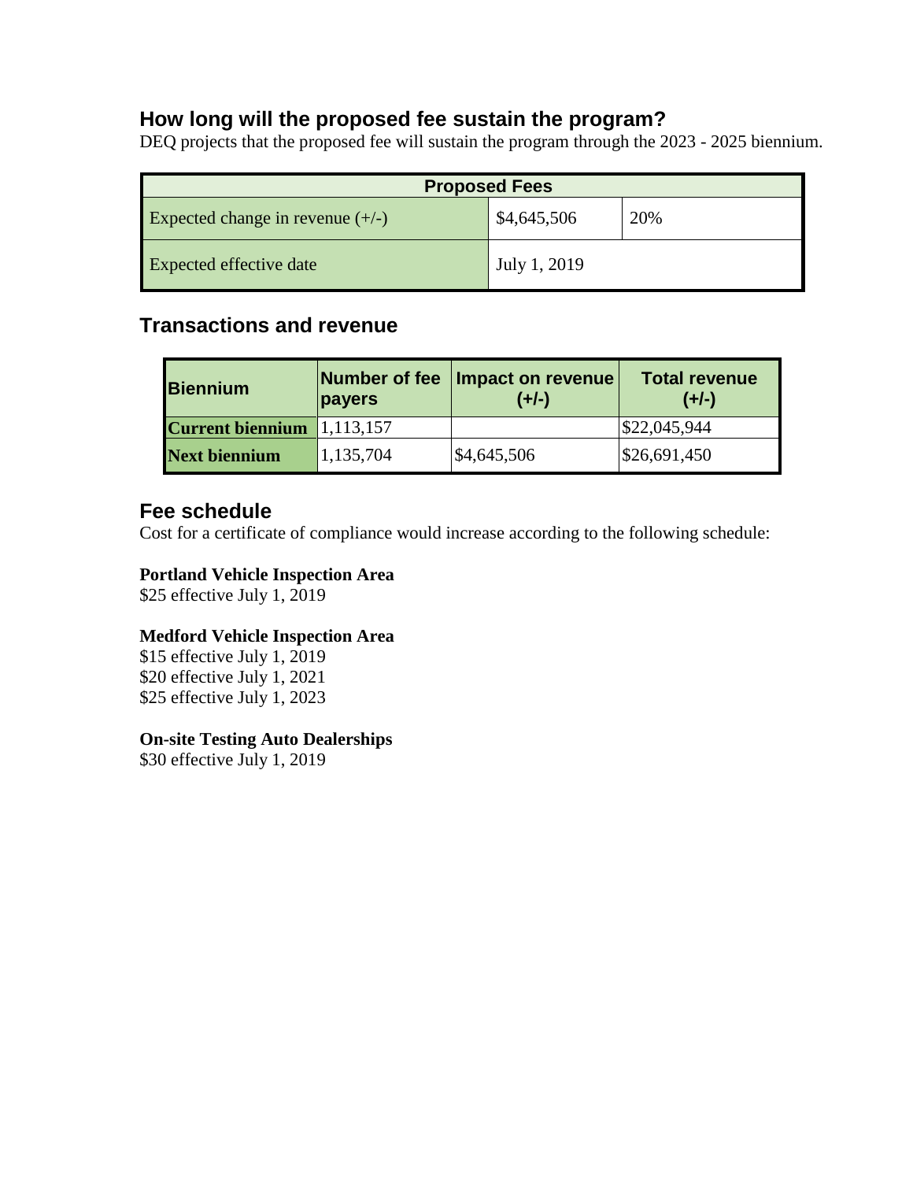## How long will the proposed fee sustain the program?

DEQ projects that the proposed fee will sustain the program through the 2023 - 2025 biennium.

| Proposed Fees | | |
|---|---|---|
| Expected change in revenue (+/-) | $4,645,506 | 20% |
| Expected effective date | July 1, 2019 | |

## Transactions and revenue

| Biennium | Number of fee payers | Impact on revenue (+/-) | Total revenue (+/-) |
|---|---|---|---|
| **Current biennium** | 1,113,157 | | $22,045,944 |
| **Next biennium** | 1,135,704 | $4,645,506 | $26,691,450 |

## Fee schedule

Cost for a certificate of compliance would increase according to the following schedule:

**Portland Vehicle Inspection Area**
$25 effective July 1, 2019

**Medford Vehicle Inspection Area**
$15 effective July 1, 2019
$20 effective July 1, 2021
$25 effective July 1, 2023

**On-site Testing Auto Dealerships**
$30 effective July 1, 2019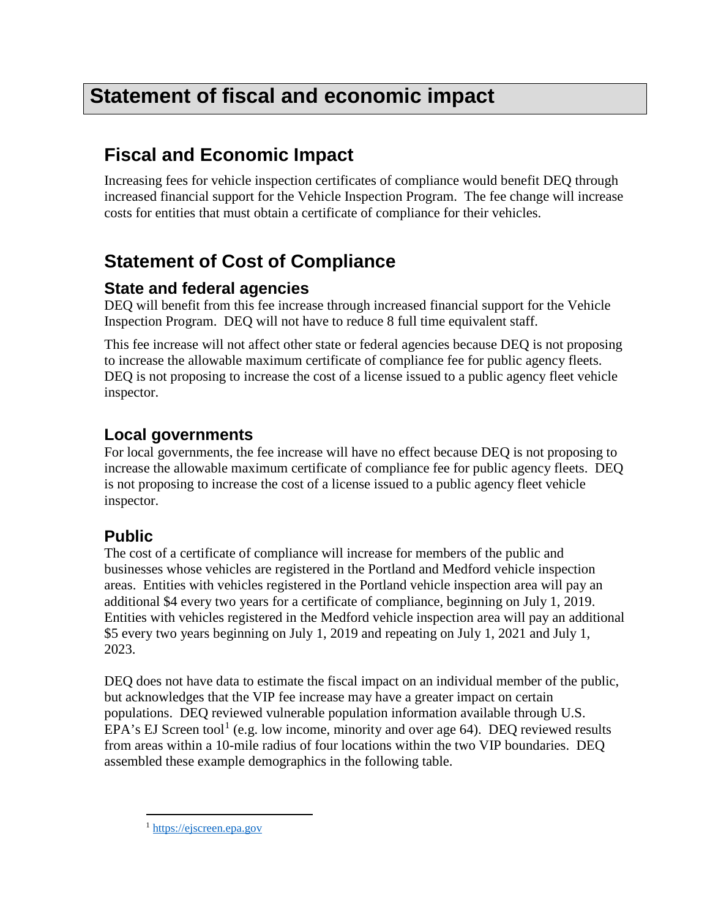# Statement of fiscal and economic impact

## Fiscal and Economic Impact

Increasing fees for vehicle inspection certificates of compliance would benefit DEQ through increased financial support for the Vehicle Inspection Program. The fee change will increase costs for entities that must obtain a certificate of compliance for their vehicles.

## Statement of Cost of Compliance

### State and federal agencies

DEQ will benefit from this fee increase through increased financial support for the Vehicle Inspection Program. DEQ will not have to reduce 8 full time equivalent staff.

This fee increase will not affect other state or federal agencies because DEQ is not proposing to increase the allowable maximum certificate of compliance fee for public agency fleets. DEQ is not proposing to increase the cost of a license issued to a public agency fleet vehicle inspector.

### Local governments

For local governments, the fee increase will have no effect because DEQ is not proposing to increase the allowable maximum certificate of compliance fee for public agency fleets. DEQ is not proposing to increase the cost of a license issued to a public agency fleet vehicle inspector.

### Public

The cost of a certificate of compliance will increase for members of the public and businesses whose vehicles are registered in the Portland and Medford vehicle inspection areas. Entities with vehicles registered in the Portland vehicle inspection area will pay an additional $4 every two years for a certificate of compliance, beginning on July 1, 2019. Entities with vehicles registered in the Medford vehicle inspection area will pay an additional $5 every two years beginning on July 1, 2019 and repeating on July 1, 2021 and July 1, 2023.

DEQ does not have data to estimate the fiscal impact on an individual member of the public, but acknowledges that the VIP fee increase may have a greater impact on certain populations. DEQ reviewed vulnerable population information available through U.S. EPA's EJ Screen tool[1] (e.g. low income, minority and over age 64). DEQ reviewed results from areas within a 10-mile radius of four locations within the two VIP boundaries. DEQ assembled these example demographics in the following table.

[1] https://ejscreen.epa.gov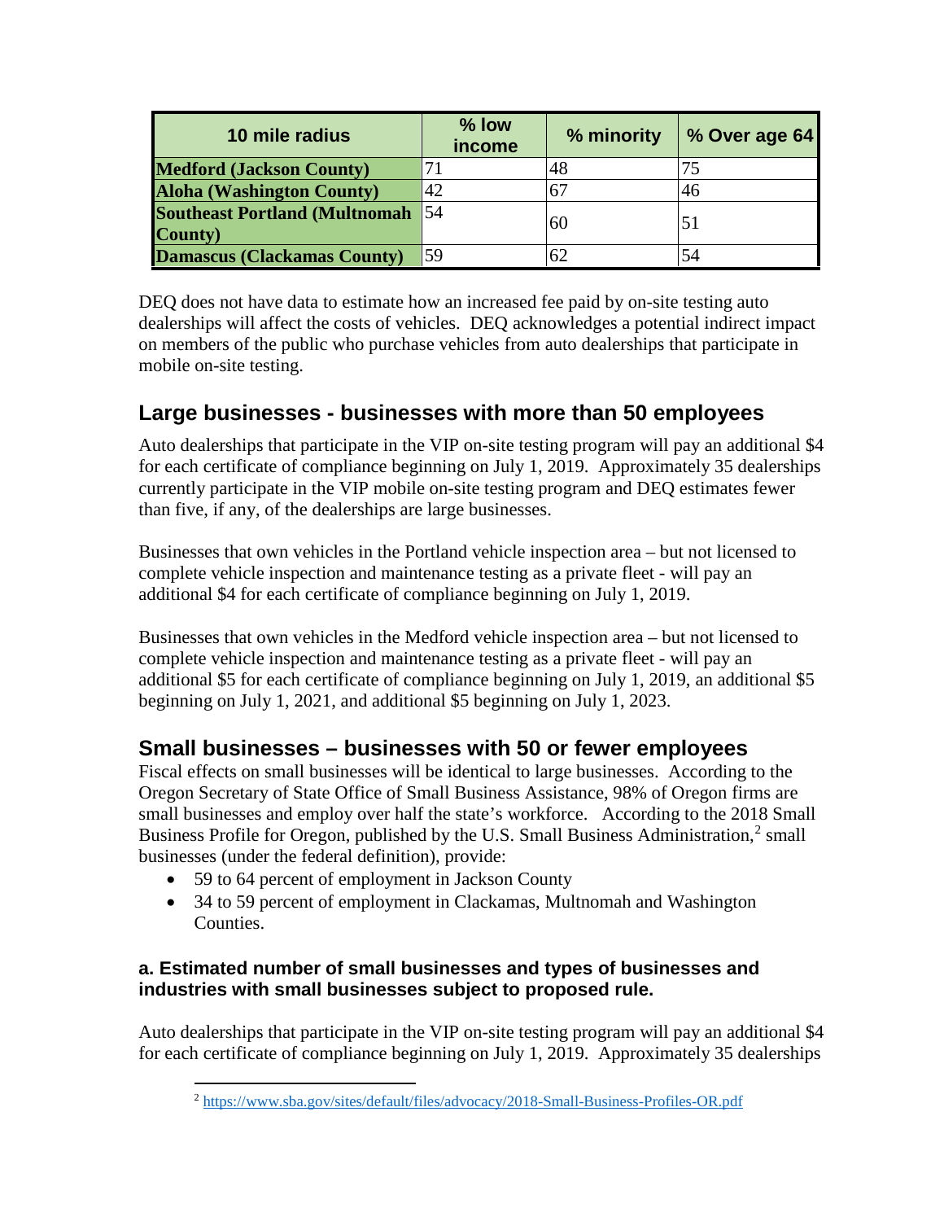| 10 mile radius | % low income | % minority | % Over age 64 |
|---|---|---|---|
| **Medford (Jackson County)** | 71 | 48 | 75 |
| **Aloha (Washington County)** | 42 | 67 | 46 |
| **Southeast Portland (Multnomah County)** | 54 | 60 | 51 |
| **Damascus (Clackamas County)** | 59 | 62 | 54 |

DEQ does not have data to estimate how an increased fee paid by on-site testing auto dealerships will affect the costs of vehicles. DEQ acknowledges a potential indirect impact on members of the public who purchase vehicles from auto dealerships that participate in mobile on-site testing.

## Large businesses - businesses with more than 50 employees

Auto dealerships that participate in the VIP on-site testing program will pay an additional $4 for each certificate of compliance beginning on July 1, 2019. Approximately 35 dealerships currently participate in the VIP mobile on-site testing program and DEQ estimates fewer than five, if any, of the dealerships are large businesses.

Businesses that own vehicles in the Portland vehicle inspection area – but not licensed to complete vehicle inspection and maintenance testing as a private fleet - will pay an additional $4 for each certificate of compliance beginning on July 1, 2019.

Businesses that own vehicles in the Medford vehicle inspection area – but not licensed to complete vehicle inspection and maintenance testing as a private fleet - will pay an additional $5 for each certificate of compliance beginning on July 1, 2019, an additional $5 beginning on July 1, 2021, and additional $5 beginning on July 1, 2023.

## Small businesses – businesses with 50 or fewer employees

Fiscal effects on small businesses will be identical to large businesses. According to the Oregon Secretary of State Office of Small Business Assistance, 98% of Oregon firms are small businesses and employ over half the state's workforce. According to the 2018 Small Business Profile for Oregon, published by the U.S. Small Business Administration,[2] small businesses (under the federal definition), provide:

- 59 to 64 percent of employment in Jackson County
- 34 to 59 percent of employment in Clackamas, Multnomah and Washington Counties.

### a. Estimated number of small businesses and types of businesses and industries with small businesses subject to proposed rule.

Auto dealerships that participate in the VIP on-site testing program will pay an additional $4 for each certificate of compliance beginning on July 1, 2019. Approximately 35 dealerships

[2] https://www.sba.gov/sites/default/files/advocacy/2018-Small-Business-Profiles-OR.pdf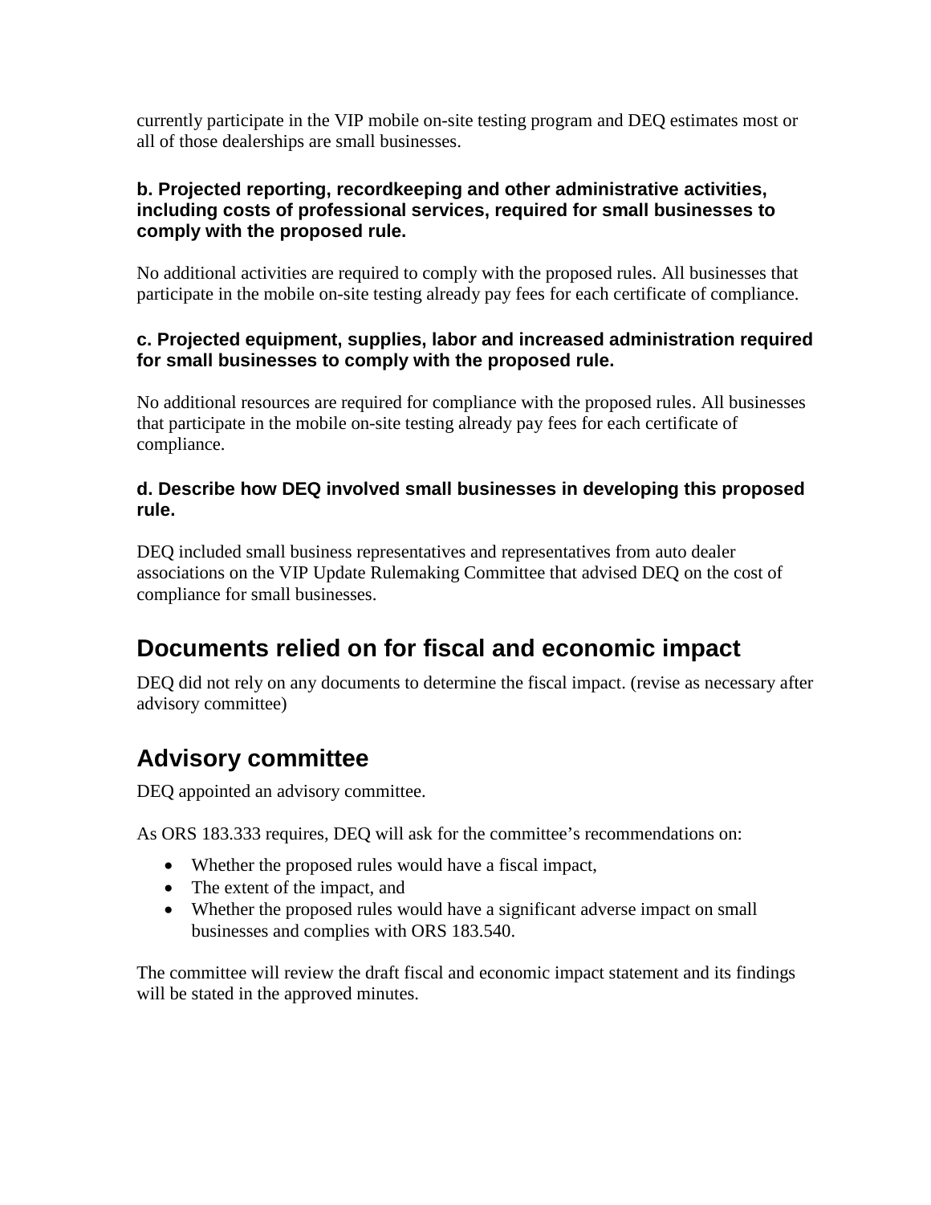currently participate in the VIP mobile on-site testing program and DEQ estimates most or all of those dealerships are small businesses.

#### b. Projected reporting, recordkeeping and other administrative activities, including costs of professional services, required for small businesses to comply with the proposed rule.

No additional activities are required to comply with the proposed rules. All businesses that participate in the mobile on-site testing already pay fees for each certificate of compliance.

#### c. Projected equipment, supplies, labor and increased administration required for small businesses to comply with the proposed rule.

No additional resources are required for compliance with the proposed rules. All businesses that participate in the mobile on-site testing already pay fees for each certificate of compliance.

#### d. Describe how DEQ involved small businesses in developing this proposed rule.

DEQ included small business representatives and representatives from auto dealer associations on the VIP Update Rulemaking Committee that advised DEQ on the cost of compliance for small businesses.

## Documents relied on for fiscal and economic impact

DEQ did not rely on any documents to determine the fiscal impact. (revise as necessary after advisory committee)

## Advisory committee

DEQ appointed an advisory committee.

As ORS 183.333 requires, DEQ will ask for the committee's recommendations on:

- Whether the proposed rules would have a fiscal impact,
- The extent of the impact, and
- Whether the proposed rules would have a significant adverse impact on small businesses and complies with ORS 183.540.

The committee will review the draft fiscal and economic impact statement and its findings will be stated in the approved minutes.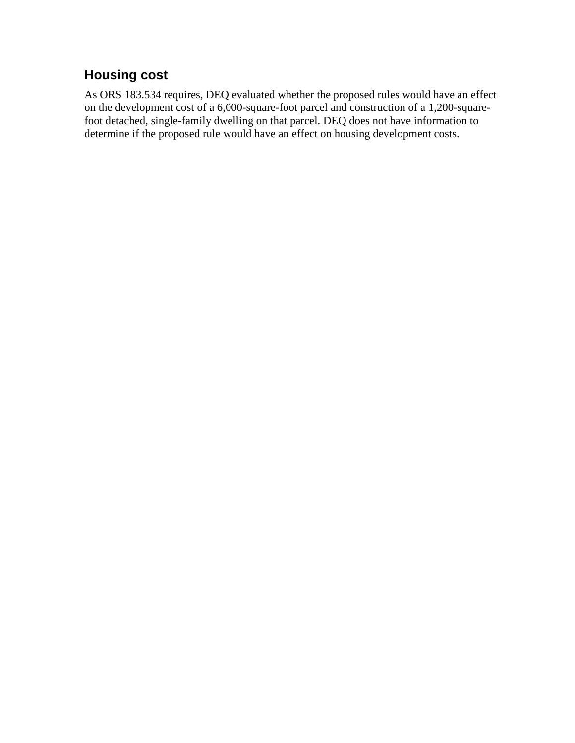## Housing cost

As ORS 183.534 requires, DEQ evaluated whether the proposed rules would have an effect on the development cost of a 6,000-square-foot parcel and construction of a 1,200-square-foot detached, single-family dwelling on that parcel. DEQ does not have information to determine if the proposed rule would have an effect on housing development costs.